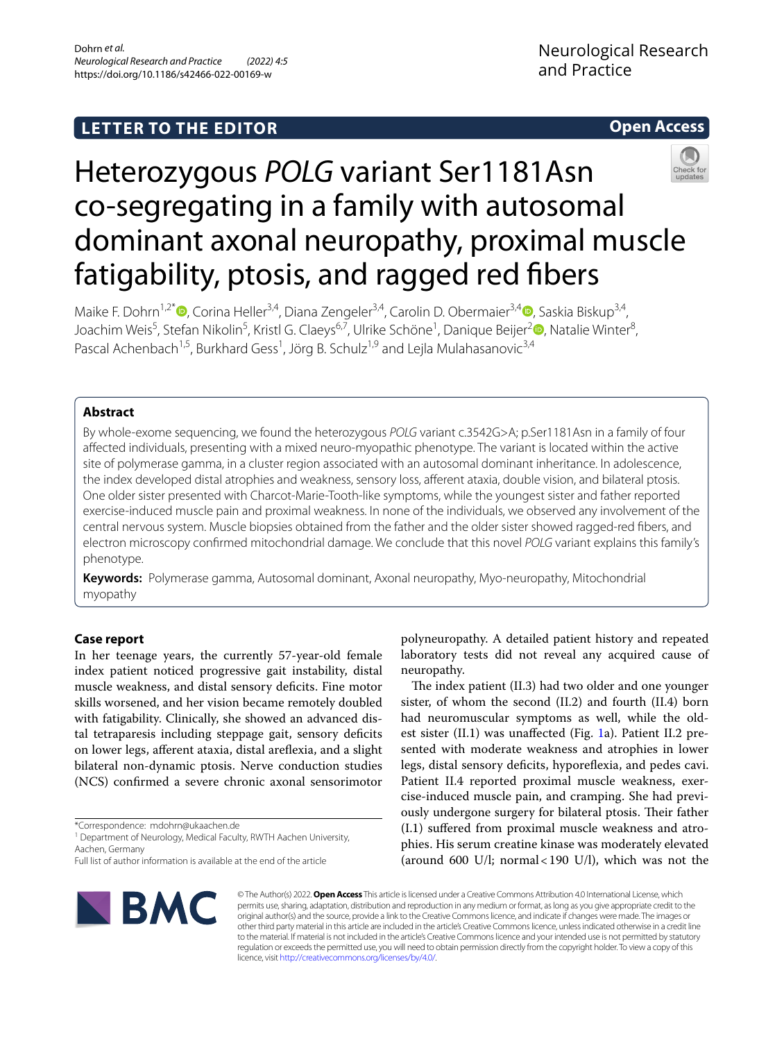LETTER TO THE EDITOR

Open Access

# Heterozygous *POLG* variant Ser1181Asn co-segregating in a family with autosomal dominant axonal neuropathy, proximal muscle fatigability, ptosis, and ragged red fibers

Maike F. Dohrn[1,2*], Corina Heller[3,4], Diana Zengeler[3,4], Carolin D. Obermaier[3,4], Saskia Biskup[3,4], Joachim Weis[5], Stefan Nikolin[5], Kristl G. Claeys[6,7], Ulrike Schöne[1], Danique Beijer[2], Natalie Winter[8], Pascal Achenbach[1,5], Burkhard Gess[1], Jörg B. Schulz[1,9] and Lejla Mulahasanovic[3,4]

## Abstract

By whole-exome sequencing, we found the heterozygous *POLG* variant c.3542G>A; p.Ser1181Asn in a family of four affected individuals, presenting with a mixed neuro-myopathic phenotype. The variant is located within the active site of polymerase gamma, in a cluster region associated with an autosomal dominant inheritance. In adolescence, the index developed distal atrophies and weakness, sensory loss, afferent ataxia, double vision, and bilateral ptosis. One older sister presented with Charcot-Marie-Tooth-like symptoms, while the youngest sister and father reported exercise-induced muscle pain and proximal weakness. In none of the individuals, we observed any involvement of the central nervous system. Muscle biopsies obtained from the father and the older sister showed ragged-red fibers, and electron microscopy confirmed mitochondrial damage. We conclude that this novel *POLG* variant explains this family's phenotype.

**Keywords:** Polymerase gamma, Autosomal dominant, Axonal neuropathy, Myo-neuropathy, Mitochondrial myopathy

## Case report

In her teenage years, the currently 57-year-old female index patient noticed progressive gait instability, distal muscle weakness, and distal sensory deficits. Fine motor skills worsened, and her vision became remotely doubled with fatigability. Clinically, she showed an advanced distal tetraparesis including steppage gait, sensory deficits on lower legs, afferent ataxia, distal areflexia, and a slight bilateral non-dynamic ptosis. Nerve conduction studies (NCS) confirmed a severe chronic axonal sensorimotor polyneuropathy. A detailed patient history and repeated laboratory tests did not reveal any acquired cause of neuropathy.

The index patient (II.3) had two older and one younger sister, of whom the second (II.2) and fourth (II.4) born had neuromuscular symptoms as well, while the oldest sister (II.1) was unaffected (Fig. 1a). Patient II.2 presented with moderate weakness and atrophies in lower legs, distal sensory deficits, hyporeflexia, and pedes cavi. Patient II.4 reported proximal muscle weakness, exercise-induced muscle pain, and cramping. She had previously undergone surgery for bilateral ptosis. Their father (I.1) suffered from proximal muscle weakness and atrophies. His serum creatine kinase was moderately elevated (around 600 U/l; normal < 190 U/l), which was not the

*Correspondence: mdohrn@ukaachen.de
[1] Department of Neurology, Medical Faculty, RWTH Aachen University, Aachen, Germany
Full list of author information is available at the end of the article

© The Author(s) 2022. **Open Access** This article is licensed under a Creative Commons Attribution 4.0 International License, which permits use, sharing, adaptation, distribution and reproduction in any medium or format, as long as you give appropriate credit to the original author(s) and the source, provide a link to the Creative Commons licence, and indicate if changes were made. The images or other third party material in this article are included in the article's Creative Commons licence, unless indicated otherwise in a credit line to the material. If material is not included in the article's Creative Commons licence and your intended use is not permitted by statutory regulation or exceeds the permitted use, you will need to obtain permission directly from the copyright holder. To view a copy of this licence, visit http://creativecommons.org/licenses/by/4.0/.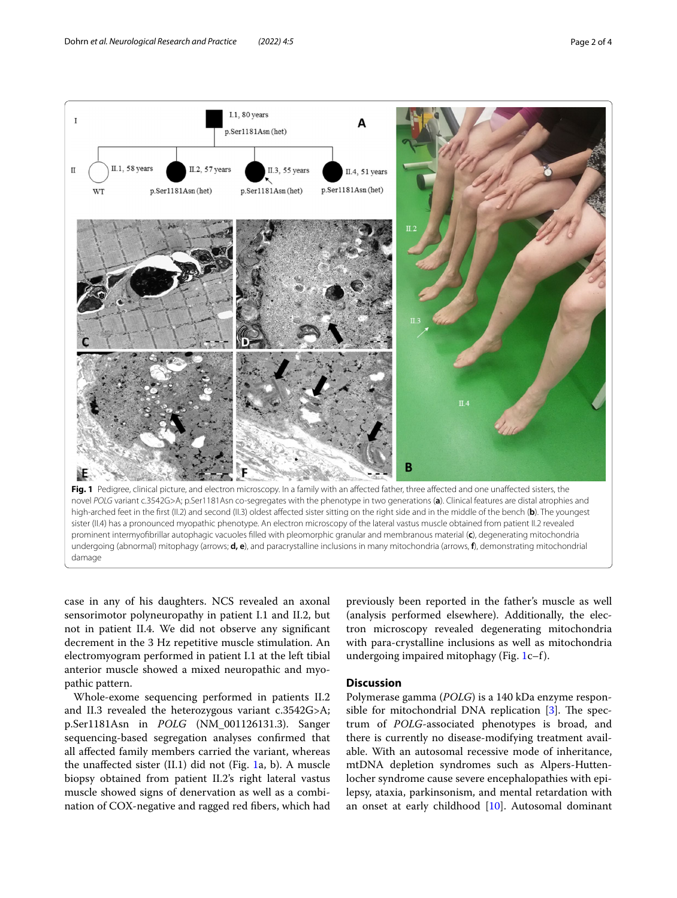**Fig. 1** Pedigree, clinical picture, and electron microscopy. In a family with an affected father, three affected and one unaffected sisters, the novel *POLG* variant c.3542G>A; p.Ser1181Asn co-segregates with the phenotype in two generations (**a**). Clinical features are distal atrophies and high-arched feet in the first (II.2) and second (II.3) oldest affected sister sitting on the right side and in the middle of the bench (**b**). The youngest sister (II.4) has a pronounced myopathic phenotype. An electron microscopy of the lateral vastus muscle obtained from patient II.2 revealed prominent intermyofibrillar autophagic vacuoles filled with pleomorphic granular and membranous material (**c**), degenerating mitochondria undergoing (abnormal) mitophagy (arrows; **d, e**), and paracrystalline inclusions in many mitochondria (arrows, **f**), demonstrating mitochondrial damage

case in any of his daughters. NCS revealed an axonal sensorimotor polyneuropathy in patient I.1 and II.2, but not in patient II.4. We did not observe any significant decrement in the 3 Hz repetitive muscle stimulation. An electromyogram performed in patient I.1 at the left tibial anterior muscle showed a mixed neuropathic and myopathic pattern.

Whole-exome sequencing performed in patients II.2 and II.3 revealed the heterozygous variant c.3542G>A; p.Ser1181Asn in *POLG* (NM_001126131.3). Sanger sequencing-based segregation analyses confirmed that all affected family members carried the variant, whereas the unaffected sister (II.1) did not (Fig. 1a, b). A muscle biopsy obtained from patient II.2's right lateral vastus muscle showed signs of denervation as well as a combination of COX-negative and ragged red fibers, which had previously been reported in the father's muscle as well (analysis performed elsewhere). Additionally, the electron microscopy revealed degenerating mitochondria with para-crystalline inclusions as well as mitochondria undergoing impaired mitophagy (Fig. 1c–f).

## Discussion

Polymerase gamma (*POLG*) is a 140 kDa enzyme responsible for mitochondrial DNA replication [3]. The spectrum of *POLG*-associated phenotypes is broad, and there is currently no disease-modifying treatment available. With an autosomal recessive mode of inheritance, mtDNA depletion syndromes such as Alpers-Huttenlocher syndrome cause severe encephalopathies with epilepsy, ataxia, parkinsonism, and mental retardation with an onset at early childhood [10]. Autosomal dominant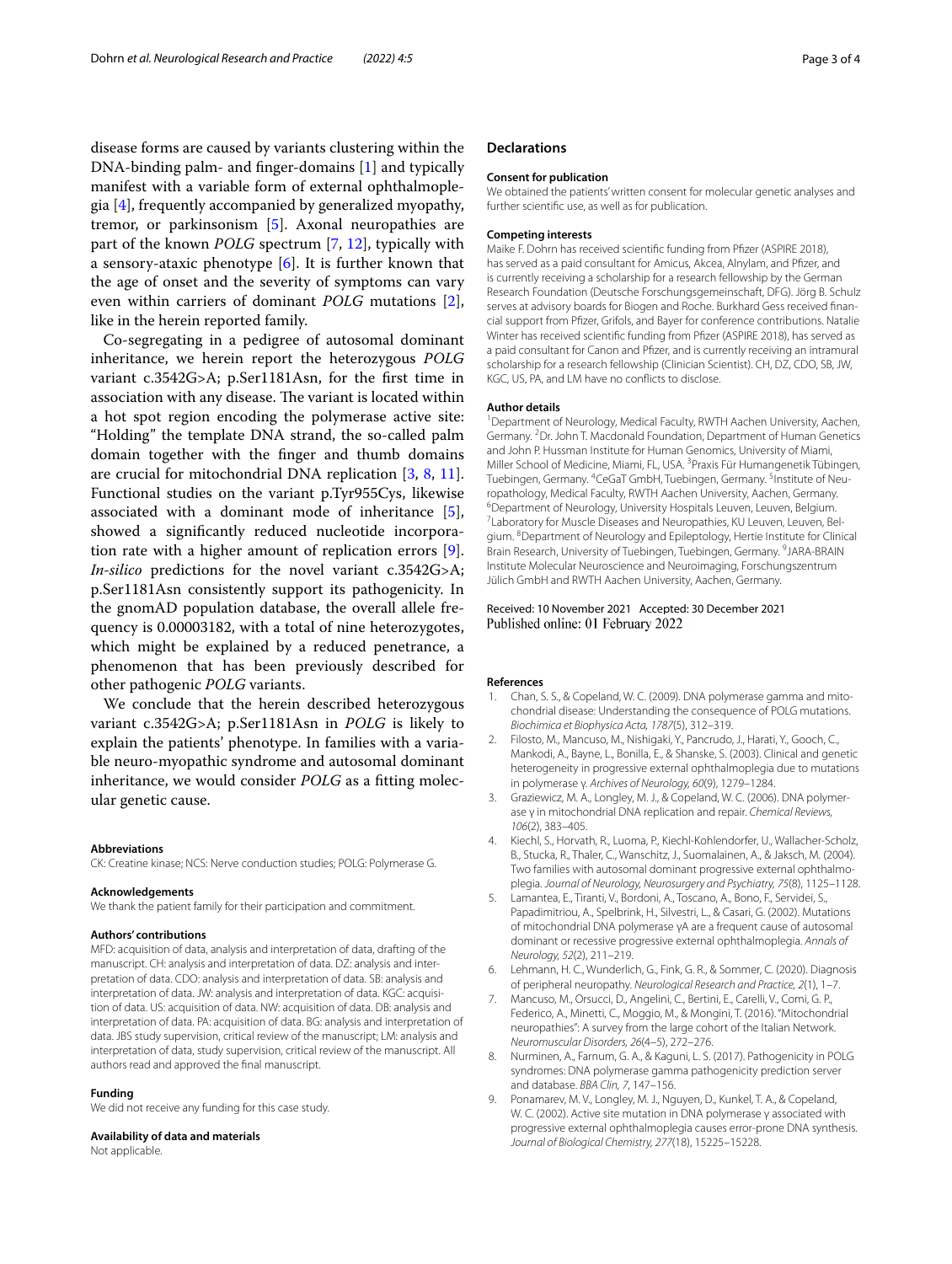disease forms are caused by variants clustering within the DNA-binding palm- and finger-domains [1] and typically manifest with a variable form of external ophthalmoplegia [4], frequently accompanied by generalized myopathy, tremor, or parkinsonism [5]. Axonal neuropathies are part of the known *POLG* spectrum [7, 12], typically with a sensory-ataxic phenotype [6]. It is further known that the age of onset and the severity of symptoms can vary even within carriers of dominant *POLG* mutations [2], like in the herein reported family.

Co-segregating in a pedigree of autosomal dominant inheritance, we herein report the heterozygous *POLG* variant c.3542G>A; p.Ser1181Asn, for the first time in association with any disease. The variant is located within a hot spot region encoding the polymerase active site: "Holding" the template DNA strand, the so-called palm domain together with the finger and thumb domains are crucial for mitochondrial DNA replication [3, 8, 11]. Functional studies on the variant p.Tyr955Cys, likewise associated with a dominant mode of inheritance [5], showed a significantly reduced nucleotide incorporation rate with a higher amount of replication errors [9]. *In-silico* predictions for the novel variant c.3542G>A; p.Ser1181Asn consistently support its pathogenicity. In the gnomAD population database, the overall allele frequency is 0.00003182, with a total of nine heterozygotes, which might be explained by a reduced penetrance, a phenomenon that has been previously described for other pathogenic *POLG* variants.

We conclude that the herein described heterozygous variant c.3542G>A; p.Ser1181Asn in *POLG* is likely to explain the patients' phenotype. In families with a variable neuro-myopathic syndrome and autosomal dominant inheritance, we would consider *POLG* as a fitting molecular genetic cause.

#### Abbreviations
CK: Creatine kinase; NCS: Nerve conduction studies; POLG: Polymerase G.

#### Acknowledgements
We thank the patient family for their participation and commitment.

#### Authors' contributions
MFD: acquisition of data, analysis and interpretation of data, drafting of the manuscript. CH: analysis and interpretation of data. DZ: analysis and interpretation of data. CDO: analysis and interpretation of data. SB: analysis and interpretation of data. JW: analysis and interpretation of data. KGC: acquisition of data. US: acquisition of data. NW: acquisition of data. DB: analysis and interpretation of data. PA: acquisition of data. BG: analysis and interpretation of data. JBS study supervision, critical review of the manuscript; LM: analysis and interpretation of data, study supervision, critical review of the manuscript. All authors read and approved the final manuscript.

#### Funding
We did not receive any funding for this case study.

#### Availability of data and materials
Not applicable.

## Declarations

#### Consent for publication
We obtained the patients' written consent for molecular genetic analyses and further scientific use, as well as for publication.

#### Competing interests
Maike F. Dohrn has received scientific funding from Pfizer (ASPIRE 2018), has served as a paid consultant for Amicus, Akcea, Alnylam, and Pfizer, and is currently receiving a scholarship for a research fellowship by the German Research Foundation (Deutsche Forschungsgemeinschaft, DFG). Jörg B. Schulz serves at advisory boards for Biogen and Roche. Burkhard Gess received financial support from Pfizer, Grifols, and Bayer for conference contributions. Natalie Winter has received scientific funding from Pfizer (ASPIRE 2018), has served as a paid consultant for Canon and Pfizer, and is currently receiving an intramural scholarship for a research fellowship (Clinician Scientist). CH, DZ, CDO, SB, JW, KGC, US, PA, and LM have no conflicts to disclose.

#### Author details
[1]Department of Neurology, Medical Faculty, RWTH Aachen University, Aachen, Germany. [2]Dr. John T. Macdonald Foundation, Department of Human Genetics and John P. Hussman Institute for Human Genomics, University of Miami, Miller School of Medicine, Miami, FL, USA. [3]Praxis Für Humangenetik Tübingen, Tuebingen, Germany. [4]CeGaT GmbH, Tuebingen, Germany. [5]Institute of Neuropathology, Medical Faculty, RWTH Aachen University, Aachen, Germany. [6]Department of Neurology, University Hospitals Leuven, Leuven, Belgium. [7]Laboratory for Muscle Diseases and Neuropathies, KU Leuven, Leuven, Belgium. [8]Department of Neurology and Epileptology, Hertie Institute for Clinical Brain Research, University of Tuebingen, Tuebingen, Germany. [9]JARA-BRAIN Institute Molecular Neuroscience and Neuroimaging, Forschungszentrum Jülich GmbH and RWTH Aachen University, Aachen, Germany.

Received: 10 November 2021 Accepted: 30 December 2021
Published online: 01 February 2022

#### References
1. Chan, S. S., & Copeland, W. C. (2009). DNA polymerase gamma and mitochondrial disease: Understanding the consequence of POLG mutations. *Biochimica et Biophysica Acta, 1787*(5), 312–319.
2. Filosto, M., Mancuso, M., Nishigaki, Y., Pancrudo, J., Harati, Y., Gooch, C., Mankodi, A., Bayne, L., Bonilla, E., & Shanske, S. (2003). Clinical and genetic heterogeneity in progressive external ophthalmoplegia due to mutations in polymerase γ. *Archives of Neurology, 60*(9), 1279–1284.
3. Graziewicz, M. A., Longley, M. J., & Copeland, W. C. (2006). DNA polymerase γ in mitochondrial DNA replication and repair. *Chemical Reviews, 106*(2), 383–405.
4. Kiechl, S., Horvath, R., Luoma, P., Kiechl-Kohlendorfer, U., Wallacher-Scholz, B., Stucka, R., Thaler, C., Wanschitz, J., Suomalainen, A., & Jaksch, M. (2004). Two families with autosomal dominant progressive external ophthalmoplegia. *Journal of Neurology, Neurosurgery and Psychiatry, 75*(8), 1125–1128.
5. Lamantea, E., Tiranti, V., Bordoni, A., Toscano, A., Bono, F., Servidei, S., Papadimitriou, A., Spelbrink, H., Silvestri, L., & Casari, G. (2002). Mutations of mitochondrial DNA polymerase γA are a frequent cause of autosomal dominant or recessive progressive external ophthalmoplegia. *Annals of Neurology, 52*(2), 211–219.
6. Lehmann, H. C., Wunderlich, G., Fink, G. R., & Sommer, C. (2020). Diagnosis of peripheral neuropathy. *Neurological Research and Practice, 2*(1), 1–7.
7. Mancuso, M., Orsucci, D., Angelini, C., Bertini, E., Carelli, V., Comi, G. P., Federico, A., Minetti, C., Moggio, M., & Mongini, T. (2016). "Mitochondrial neuropathies": A survey from the large cohort of the Italian Network. *Neuromuscular Disorders, 26*(4–5), 272–276.
8. Nurminen, A., Farnum, G. A., & Kaguni, L. S. (2017). Pathogenicity in POLG syndromes: DNA polymerase gamma pathogenicity prediction server and database. *BBA Clin, 7*, 147–156.
9. Ponamarev, M. V., Longley, M. J., Nguyen, D., Kunkel, T. A., & Copeland, W. C. (2002). Active site mutation in DNA polymerase γ associated with progressive external ophthalmoplegia causes error-prone DNA synthesis. *Journal of Biological Chemistry, 277*(18), 15225–15228.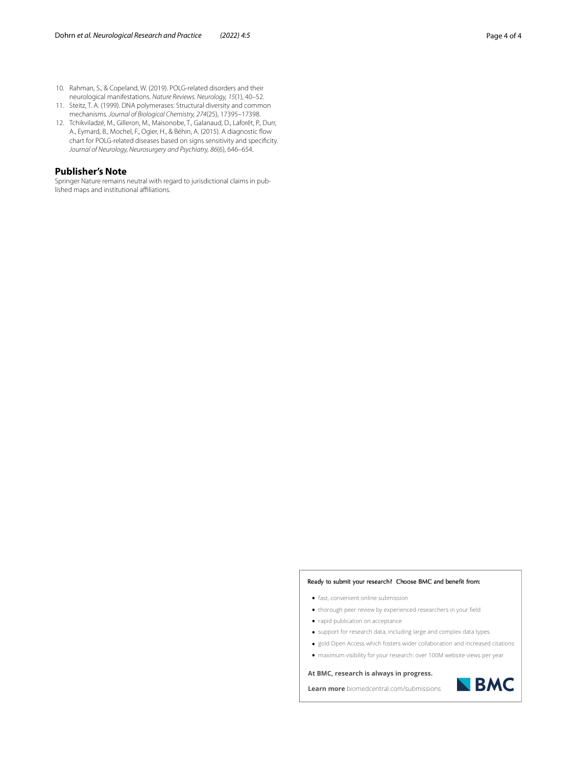10. Rahman, S., & Copeland, W. (2019). POLG-related disorders and their neurological manifestations. *Nature Reviews. Neurology, 15*(1), 40–52.
11. Steitz, T. A. (1999). DNA polymerases: Structural diversity and common mechanisms. *Journal of Biological Chemistry, 274*(25), 17395–17398.
12. Tchikviladzé, M., Gilleron, M., Maisonobe, T., Galanaud, D., Laforêt, P., Durr, A., Eymard, B., Mochel, F., Ogier, H., & Béhin, A. (2015). A diagnostic flow chart for POLG-related diseases based on signs sensitivity and specificity. *Journal of Neurology, Neurosurgery and Psychiatry, 86*(6), 646–654.

## Publisher's Note

Springer Nature remains neutral with regard to jurisdictional claims in published maps and institutional affiliations.

Ready to submit your research? Choose BMC and benefit from:

- fast, convenient online submission
- thorough peer review by experienced researchers in your field
- rapid publication on acceptance
- support for research data, including large and complex data types
- gold Open Access which fosters wider collaboration and increased citations
- maximum visibility for your research: over 100M website views per year

**At BMC, research is always in progress.**

**Learn more** biomedcentral.com/submissions

BMC